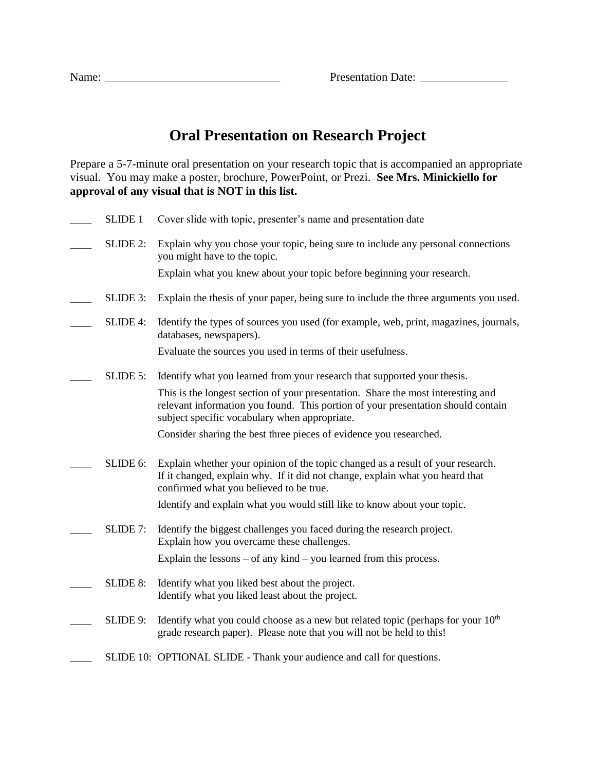Name: ______________________________ Presentation Date: _______________

# Oral Presentation on Research Project

Prepare a 5-7-minute oral presentation on your research topic that is accompanied an appropriate visual. You may make a poster, brochure, PowerPoint, or Prezi. **See Mrs. Minickiello for approval of any visual that is NOT in this list.**

____ SLIDE 1 Cover slide with topic, presenter's name and presentation date

____ SLIDE 2: Explain why you chose your topic, being sure to include any personal connections you might have to the topic.

Explain what you knew about your topic before beginning your research.

____ SLIDE 3: Explain the thesis of your paper, being sure to include the three arguments you used.

____ SLIDE 4: Identify the types of sources you used (for example, web, print, magazines, journals, databases, newspapers).

Evaluate the sources you used in terms of their usefulness.

____ SLIDE 5: Identify what you learned from your research that supported your thesis.

This is the longest section of your presentation. Share the most interesting and relevant information you found. This portion of your presentation should contain subject specific vocabulary when appropriate.

Consider sharing the best three pieces of evidence you researched.

____ SLIDE 6: Explain whether your opinion of the topic changed as a result of your research. If it changed, explain why. If it did not change, explain what you heard that confirmed what you believed to be true.

Identify and explain what you would still like to know about your topic.

____ SLIDE 7: Identify the biggest challenges you faced during the research project. Explain how you overcame these challenges.

Explain the lessons – of any kind – you learned from this process.

____ SLIDE 8: Identify what you liked best about the project. Identify what you liked least about the project.

____ SLIDE 9: Identify what you could choose as a new but related topic (perhaps for your 10th grade research paper). Please note that you will not be held to this!

____ SLIDE 10: OPTIONAL SLIDE - Thank your audience and call for questions.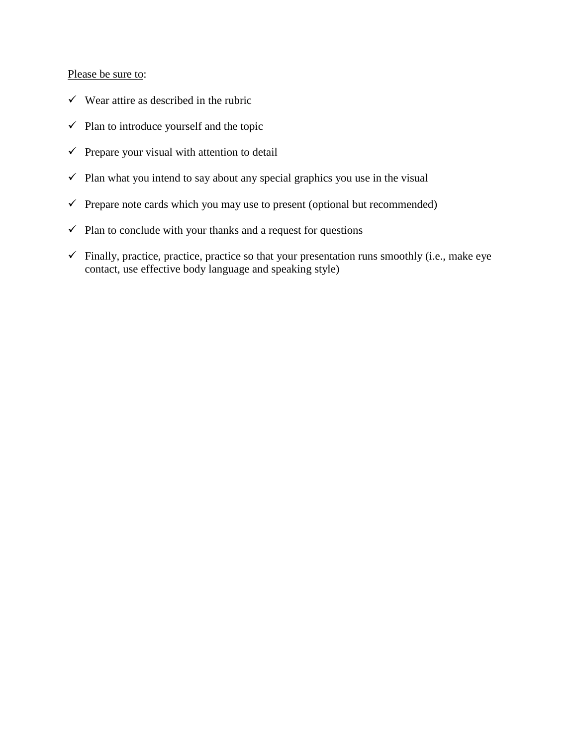<u>Please be sure to</u>:

- ✓ Wear attire as described in the rubric
- ✓ Plan to introduce yourself and the topic
- ✓ Prepare your visual with attention to detail
- ✓ Plan what you intend to say about any special graphics you use in the visual
- ✓ Prepare note cards which you may use to present (optional but recommended)
- ✓ Plan to conclude with your thanks and a request for questions
- ✓ Finally, practice, practice, practice so that your presentation runs smoothly (i.e., make eye contact, use effective body language and speaking style)